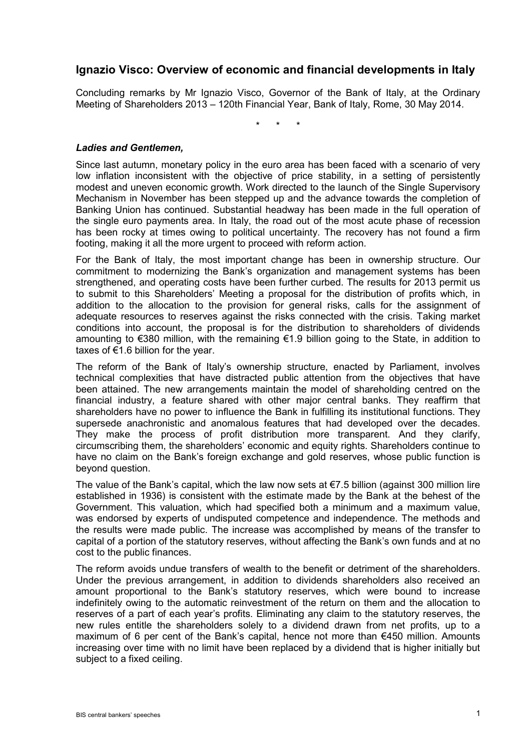# Ignazio Visco: Overview of economic and financial developments in Italy

Concluding remarks by Mr Ignazio Visco, Governor of the Bank of Italy, at the Ordinary Meeting of Shareholders 2013 – 120th Financial Year, Bank of Italy, Rome, 30 May 2014.

\* \* \*

***Ladies and Gentlemen,***

Since last autumn, monetary policy in the euro area has been faced with a scenario of very low inflation inconsistent with the objective of price stability, in a setting of persistently modest and uneven economic growth. Work directed to the launch of the Single Supervisory Mechanism in November has been stepped up and the advance towards the completion of Banking Union has continued. Substantial headway has been made in the full operation of the single euro payments area. In Italy, the road out of the most acute phase of recession has been rocky at times owing to political uncertainty. The recovery has not found a firm footing, making it all the more urgent to proceed with reform action.

For the Bank of Italy, the most important change has been in ownership structure. Our commitment to modernizing the Bank's organization and management systems has been strengthened, and operating costs have been further curbed. The results for 2013 permit us to submit to this Shareholders' Meeting a proposal for the distribution of profits which, in addition to the allocation to the provision for general risks, calls for the assignment of adequate resources to reserves against the risks connected with the crisis. Taking market conditions into account, the proposal is for the distribution to shareholders of dividends amounting to €380 million, with the remaining €1.9 billion going to the State, in addition to taxes of €1.6 billion for the year.

The reform of the Bank of Italy's ownership structure, enacted by Parliament, involves technical complexities that have distracted public attention from the objectives that have been attained. The new arrangements maintain the model of shareholding centred on the financial industry, a feature shared with other major central banks. They reaffirm that shareholders have no power to influence the Bank in fulfilling its institutional functions. They supersede anachronistic and anomalous features that had developed over the decades. They make the process of profit distribution more transparent. And they clarify, circumscribing them, the shareholders' economic and equity rights. Shareholders continue to have no claim on the Bank's foreign exchange and gold reserves, whose public function is beyond question.

The value of the Bank's capital, which the law now sets at €7.5 billion (against 300 million lire established in 1936) is consistent with the estimate made by the Bank at the behest of the Government. This valuation, which had specified both a minimum and a maximum value, was endorsed by experts of undisputed competence and independence. The methods and the results were made public. The increase was accomplished by means of the transfer to capital of a portion of the statutory reserves, without affecting the Bank's own funds and at no cost to the public finances.

The reform avoids undue transfers of wealth to the benefit or detriment of the shareholders. Under the previous arrangement, in addition to dividends shareholders also received an amount proportional to the Bank's statutory reserves, which were bound to increase indefinitely owing to the automatic reinvestment of the return on them and the allocation to reserves of a part of each year's profits. Eliminating any claim to the statutory reserves, the new rules entitle the shareholders solely to a dividend drawn from net profits, up to a maximum of 6 per cent of the Bank's capital, hence not more than €450 million. Amounts increasing over time with no limit have been replaced by a dividend that is higher initially but subject to a fixed ceiling.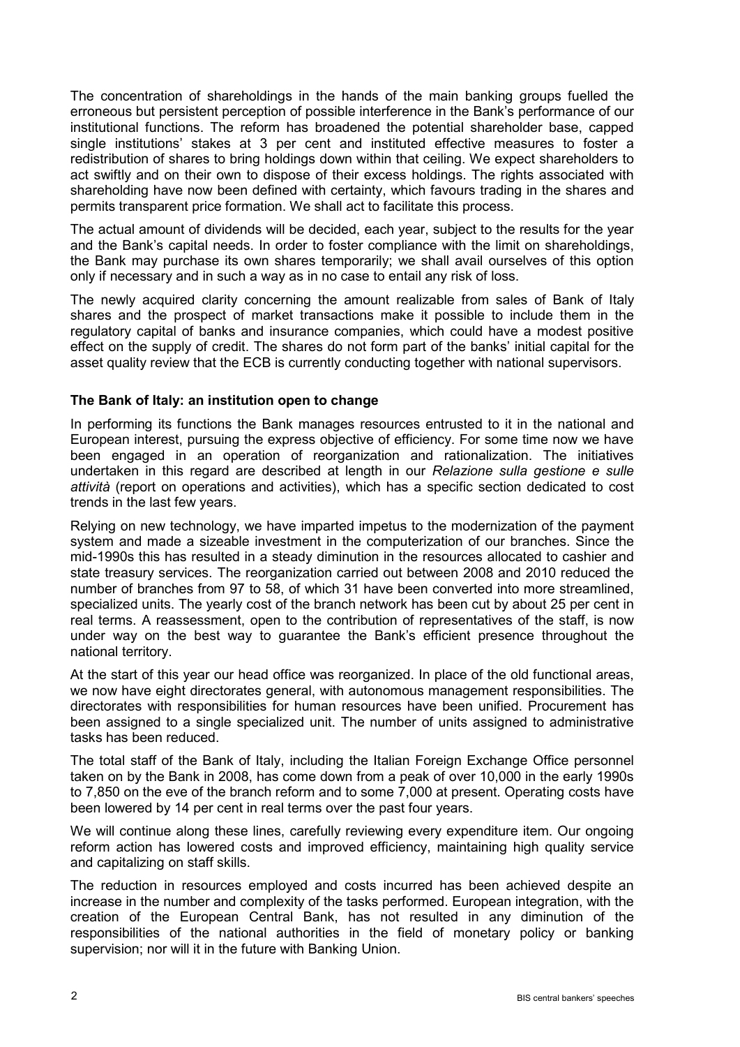The concentration of shareholdings in the hands of the main banking groups fuelled the erroneous but persistent perception of possible interference in the Bank's performance of our institutional functions. The reform has broadened the potential shareholder base, capped single institutions' stakes at 3 per cent and instituted effective measures to foster a redistribution of shares to bring holdings down within that ceiling. We expect shareholders to act swiftly and on their own to dispose of their excess holdings. The rights associated with shareholding have now been defined with certainty, which favours trading in the shares and permits transparent price formation. We shall act to facilitate this process.

The actual amount of dividends will be decided, each year, subject to the results for the year and the Bank's capital needs. In order to foster compliance with the limit on shareholdings, the Bank may purchase its own shares temporarily; we shall avail ourselves of this option only if necessary and in such a way as in no case to entail any risk of loss.

The newly acquired clarity concerning the amount realizable from sales of Bank of Italy shares and the prospect of market transactions make it possible to include them in the regulatory capital of banks and insurance companies, which could have a modest positive effect on the supply of credit. The shares do not form part of the banks' initial capital for the asset quality review that the ECB is currently conducting together with national supervisors.

## The Bank of Italy: an institution open to change

In performing its functions the Bank manages resources entrusted to it in the national and European interest, pursuing the express objective of efficiency. For some time now we have been engaged in an operation of reorganization and rationalization. The initiatives undertaken in this regard are described at length in our *Relazione sulla gestione e sulle attività* (report on operations and activities), which has a specific section dedicated to cost trends in the last few years.

Relying on new technology, we have imparted impetus to the modernization of the payment system and made a sizeable investment in the computerization of our branches. Since the mid-1990s this has resulted in a steady diminution in the resources allocated to cashier and state treasury services. The reorganization carried out between 2008 and 2010 reduced the number of branches from 97 to 58, of which 31 have been converted into more streamlined, specialized units. The yearly cost of the branch network has been cut by about 25 per cent in real terms. A reassessment, open to the contribution of representatives of the staff, is now under way on the best way to guarantee the Bank's efficient presence throughout the national territory.

At the start of this year our head office was reorganized. In place of the old functional areas, we now have eight directorates general, with autonomous management responsibilities. The directorates with responsibilities for human resources have been unified. Procurement has been assigned to a single specialized unit. The number of units assigned to administrative tasks has been reduced.

The total staff of the Bank of Italy, including the Italian Foreign Exchange Office personnel taken on by the Bank in 2008, has come down from a peak of over 10,000 in the early 1990s to 7,850 on the eve of the branch reform and to some 7,000 at present. Operating costs have been lowered by 14 per cent in real terms over the past four years.

We will continue along these lines, carefully reviewing every expenditure item. Our ongoing reform action has lowered costs and improved efficiency, maintaining high quality service and capitalizing on staff skills.

The reduction in resources employed and costs incurred has been achieved despite an increase in the number and complexity of the tasks performed. European integration, with the creation of the European Central Bank, has not resulted in any diminution of the responsibilities of the national authorities in the field of monetary policy or banking supervision; nor will it in the future with Banking Union.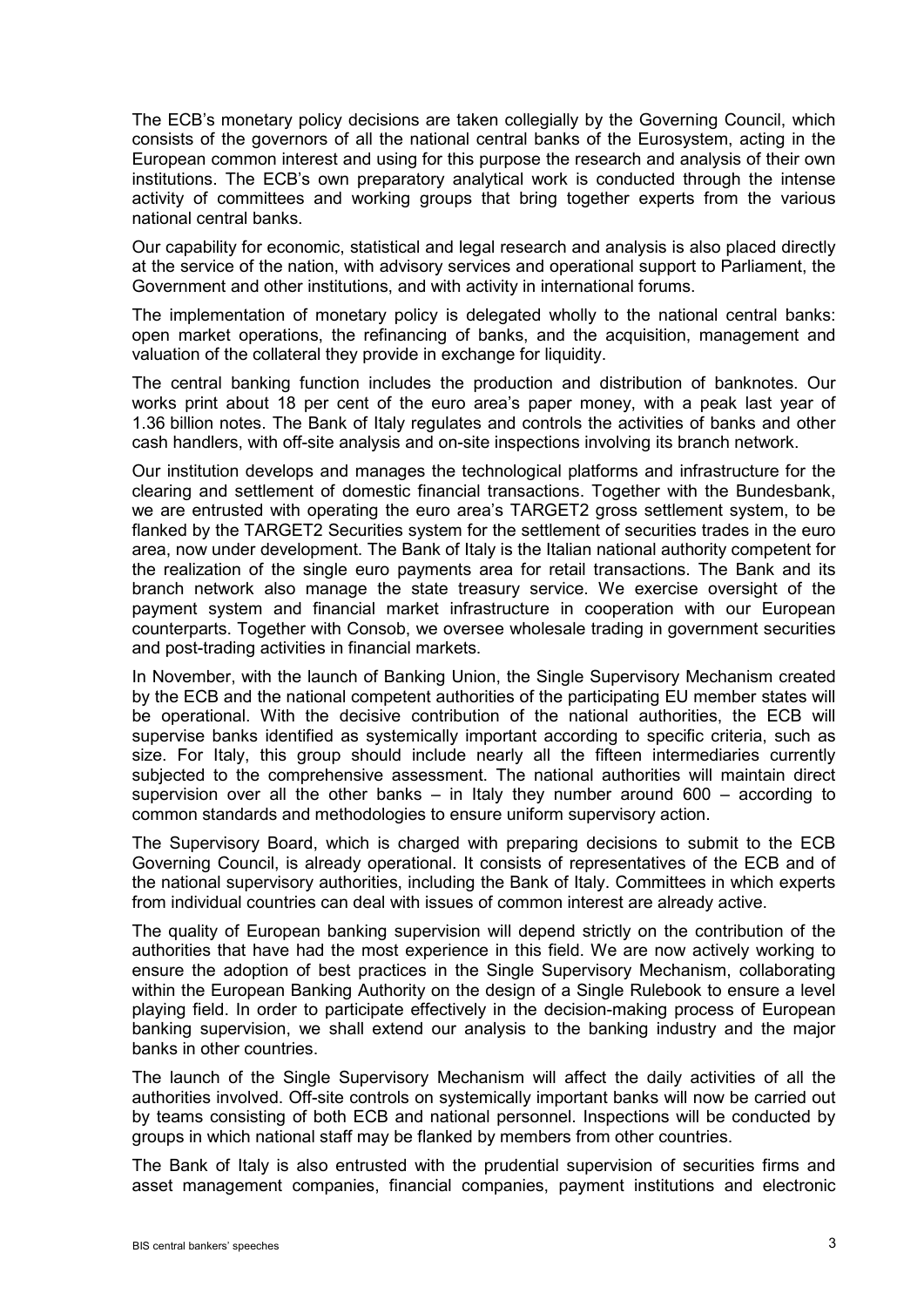The ECB's monetary policy decisions are taken collegially by the Governing Council, which consists of the governors of all the national central banks of the Eurosystem, acting in the European common interest and using for this purpose the research and analysis of their own institutions. The ECB's own preparatory analytical work is conducted through the intense activity of committees and working groups that bring together experts from the various national central banks.

Our capability for economic, statistical and legal research and analysis is also placed directly at the service of the nation, with advisory services and operational support to Parliament, the Government and other institutions, and with activity in international forums.

The implementation of monetary policy is delegated wholly to the national central banks: open market operations, the refinancing of banks, and the acquisition, management and valuation of the collateral they provide in exchange for liquidity.

The central banking function includes the production and distribution of banknotes. Our works print about 18 per cent of the euro area's paper money, with a peak last year of 1.36 billion notes. The Bank of Italy regulates and controls the activities of banks and other cash handlers, with off-site analysis and on-site inspections involving its branch network.

Our institution develops and manages the technological platforms and infrastructure for the clearing and settlement of domestic financial transactions. Together with the Bundesbank, we are entrusted with operating the euro area's TARGET2 gross settlement system, to be flanked by the TARGET2 Securities system for the settlement of securities trades in the euro area, now under development. The Bank of Italy is the Italian national authority competent for the realization of the single euro payments area for retail transactions. The Bank and its branch network also manage the state treasury service. We exercise oversight of the payment system and financial market infrastructure in cooperation with our European counterparts. Together with Consob, we oversee wholesale trading in government securities and post-trading activities in financial markets.

In November, with the launch of Banking Union, the Single Supervisory Mechanism created by the ECB and the national competent authorities of the participating EU member states will be operational. With the decisive contribution of the national authorities, the ECB will supervise banks identified as systemically important according to specific criteria, such as size. For Italy, this group should include nearly all the fifteen intermediaries currently subjected to the comprehensive assessment. The national authorities will maintain direct supervision over all the other banks – in Italy they number around 600 – according to common standards and methodologies to ensure uniform supervisory action.

The Supervisory Board, which is charged with preparing decisions to submit to the ECB Governing Council, is already operational. It consists of representatives of the ECB and of the national supervisory authorities, including the Bank of Italy. Committees in which experts from individual countries can deal with issues of common interest are already active.

The quality of European banking supervision will depend strictly on the contribution of the authorities that have had the most experience in this field. We are now actively working to ensure the adoption of best practices in the Single Supervisory Mechanism, collaborating within the European Banking Authority on the design of a Single Rulebook to ensure a level playing field. In order to participate effectively in the decision-making process of European banking supervision, we shall extend our analysis to the banking industry and the major banks in other countries.

The launch of the Single Supervisory Mechanism will affect the daily activities of all the authorities involved. Off-site controls on systemically important banks will now be carried out by teams consisting of both ECB and national personnel. Inspections will be conducted by groups in which national staff may be flanked by members from other countries.

The Bank of Italy is also entrusted with the prudential supervision of securities firms and asset management companies, financial companies, payment institutions and electronic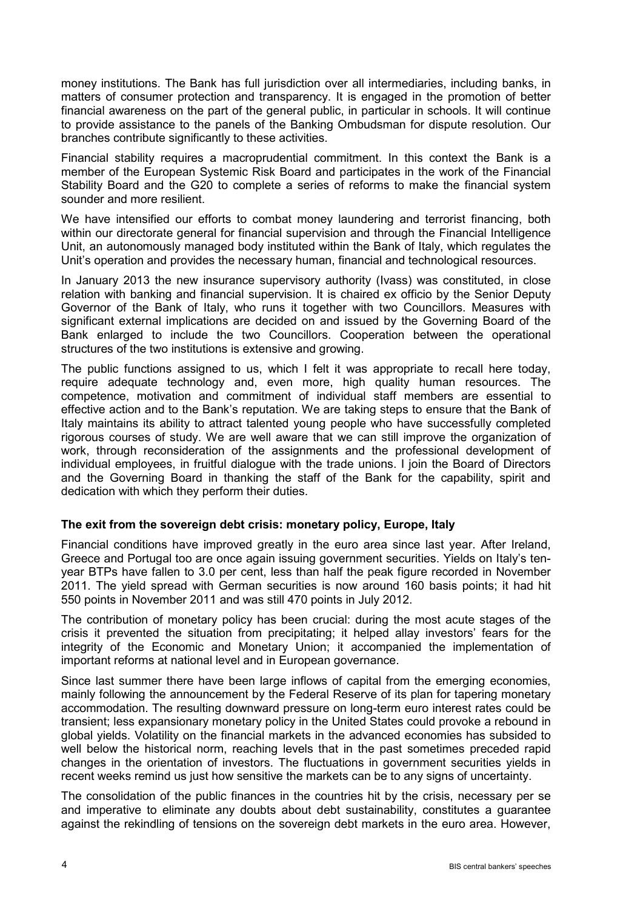money institutions. The Bank has full jurisdiction over all intermediaries, including banks, in matters of consumer protection and transparency. It is engaged in the promotion of better financial awareness on the part of the general public, in particular in schools. It will continue to provide assistance to the panels of the Banking Ombudsman for dispute resolution. Our branches contribute significantly to these activities.

Financial stability requires a macroprudential commitment. In this context the Bank is a member of the European Systemic Risk Board and participates in the work of the Financial Stability Board and the G20 to complete a series of reforms to make the financial system sounder and more resilient.

We have intensified our efforts to combat money laundering and terrorist financing, both within our directorate general for financial supervision and through the Financial Intelligence Unit, an autonomously managed body instituted within the Bank of Italy, which regulates the Unit's operation and provides the necessary human, financial and technological resources.

In January 2013 the new insurance supervisory authority (Ivass) was constituted, in close relation with banking and financial supervision. It is chaired ex officio by the Senior Deputy Governor of the Bank of Italy, who runs it together with two Councillors. Measures with significant external implications are decided on and issued by the Governing Board of the Bank enlarged to include the two Councillors. Cooperation between the operational structures of the two institutions is extensive and growing.

The public functions assigned to us, which I felt it was appropriate to recall here today, require adequate technology and, even more, high quality human resources. The competence, motivation and commitment of individual staff members are essential to effective action and to the Bank's reputation. We are taking steps to ensure that the Bank of Italy maintains its ability to attract talented young people who have successfully completed rigorous courses of study. We are well aware that we can still improve the organization of work, through reconsideration of the assignments and the professional development of individual employees, in fruitful dialogue with the trade unions. I join the Board of Directors and the Governing Board in thanking the staff of the Bank for the capability, spirit and dedication with which they perform their duties.

**The exit from the sovereign debt crisis: monetary policy, Europe, Italy**

Financial conditions have improved greatly in the euro area since last year. After Ireland, Greece and Portugal too are once again issuing government securities. Yields on Italy's ten-year BTPs have fallen to 3.0 per cent, less than half the peak figure recorded in November 2011. The yield spread with German securities is now around 160 basis points; it had hit 550 points in November 2011 and was still 470 points in July 2012.

The contribution of monetary policy has been crucial: during the most acute stages of the crisis it prevented the situation from precipitating; it helped allay investors' fears for the integrity of the Economic and Monetary Union; it accompanied the implementation of important reforms at national level and in European governance.

Since last summer there have been large inflows of capital from the emerging economies, mainly following the announcement by the Federal Reserve of its plan for tapering monetary accommodation. The resulting downward pressure on long-term euro interest rates could be transient; less expansionary monetary policy in the United States could provoke a rebound in global yields. Volatility on the financial markets in the advanced economies has subsided to well below the historical norm, reaching levels that in the past sometimes preceded rapid changes in the orientation of investors. The fluctuations in government securities yields in recent weeks remind us just how sensitive the markets can be to any signs of uncertainty.

The consolidation of the public finances in the countries hit by the crisis, necessary per se and imperative to eliminate any doubts about debt sustainability, constitutes a guarantee against the rekindling of tensions on the sovereign debt markets in the euro area. However,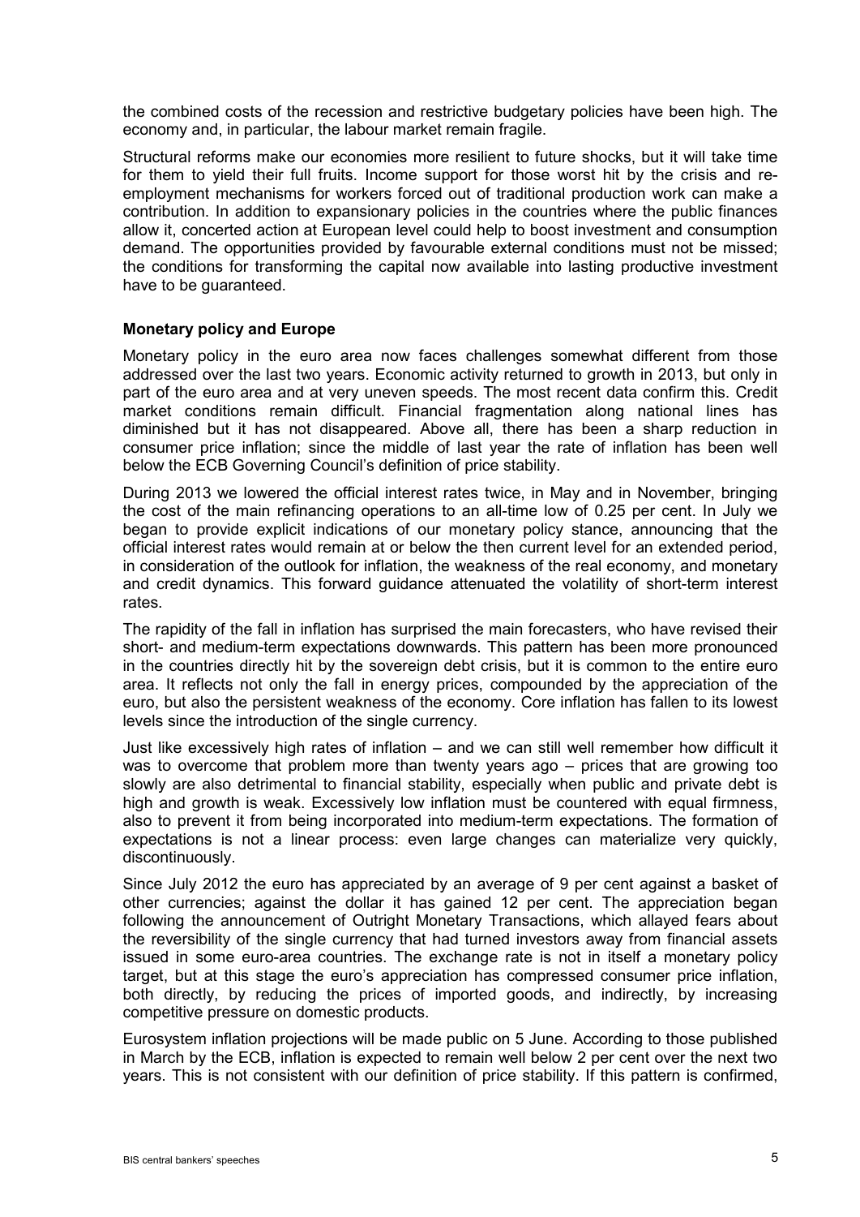the combined costs of the recession and restrictive budgetary policies have been high. The economy and, in particular, the labour market remain fragile.

Structural reforms make our economies more resilient to future shocks, but it will take time for them to yield their full fruits. Income support for those worst hit by the crisis and re-employment mechanisms for workers forced out of traditional production work can make a contribution. In addition to expansionary policies in the countries where the public finances allow it, concerted action at European level could help to boost investment and consumption demand. The opportunities provided by favourable external conditions must not be missed; the conditions for transforming the capital now available into lasting productive investment have to be guaranteed.

**Monetary policy and Europe**

Monetary policy in the euro area now faces challenges somewhat different from those addressed over the last two years. Economic activity returned to growth in 2013, but only in part of the euro area and at very uneven speeds. The most recent data confirm this. Credit market conditions remain difficult. Financial fragmentation along national lines has diminished but it has not disappeared. Above all, there has been a sharp reduction in consumer price inflation; since the middle of last year the rate of inflation has been well below the ECB Governing Council's definition of price stability.

During 2013 we lowered the official interest rates twice, in May and in November, bringing the cost of the main refinancing operations to an all-time low of 0.25 per cent. In July we began to provide explicit indications of our monetary policy stance, announcing that the official interest rates would remain at or below the then current level for an extended period, in consideration of the outlook for inflation, the weakness of the real economy, and monetary and credit dynamics. This forward guidance attenuated the volatility of short-term interest rates.

The rapidity of the fall in inflation has surprised the main forecasters, who have revised their short- and medium-term expectations downwards. This pattern has been more pronounced in the countries directly hit by the sovereign debt crisis, but it is common to the entire euro area. It reflects not only the fall in energy prices, compounded by the appreciation of the euro, but also the persistent weakness of the economy. Core inflation has fallen to its lowest levels since the introduction of the single currency.

Just like excessively high rates of inflation – and we can still well remember how difficult it was to overcome that problem more than twenty years ago – prices that are growing too slowly are also detrimental to financial stability, especially when public and private debt is high and growth is weak. Excessively low inflation must be countered with equal firmness, also to prevent it from being incorporated into medium-term expectations. The formation of expectations is not a linear process: even large changes can materialize very quickly, discontinuously.

Since July 2012 the euro has appreciated by an average of 9 per cent against a basket of other currencies; against the dollar it has gained 12 per cent. The appreciation began following the announcement of Outright Monetary Transactions, which allayed fears about the reversibility of the single currency that had turned investors away from financial assets issued in some euro-area countries. The exchange rate is not in itself a monetary policy target, but at this stage the euro's appreciation has compressed consumer price inflation, both directly, by reducing the prices of imported goods, and indirectly, by increasing competitive pressure on domestic products.

Eurosystem inflation projections will be made public on 5 June. According to those published in March by the ECB, inflation is expected to remain well below 2 per cent over the next two years. This is not consistent with our definition of price stability. If this pattern is confirmed,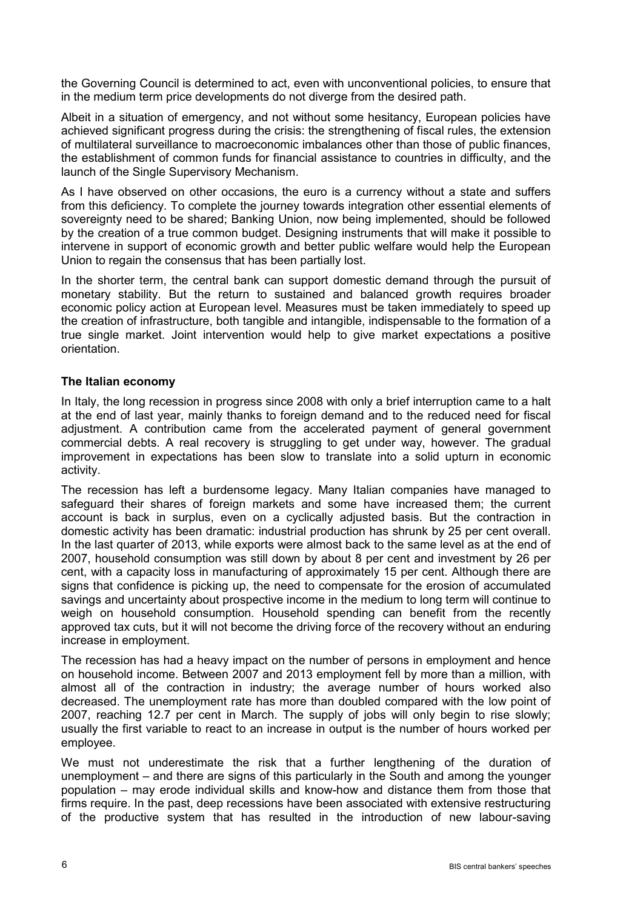the Governing Council is determined to act, even with unconventional policies, to ensure that in the medium term price developments do not diverge from the desired path.

Albeit in a situation of emergency, and not without some hesitancy, European policies have achieved significant progress during the crisis: the strengthening of fiscal rules, the extension of multilateral surveillance to macroeconomic imbalances other than those of public finances, the establishment of common funds for financial assistance to countries in difficulty, and the launch of the Single Supervisory Mechanism.

As I have observed on other occasions, the euro is a currency without a state and suffers from this deficiency. To complete the journey towards integration other essential elements of sovereignty need to be shared; Banking Union, now being implemented, should be followed by the creation of a true common budget. Designing instruments that will make it possible to intervene in support of economic growth and better public welfare would help the European Union to regain the consensus that has been partially lost.

In the shorter term, the central bank can support domestic demand through the pursuit of monetary stability. But the return to sustained and balanced growth requires broader economic policy action at European level. Measures must be taken immediately to speed up the creation of infrastructure, both tangible and intangible, indispensable to the formation of a true single market. Joint intervention would help to give market expectations a positive orientation.

## The Italian economy

In Italy, the long recession in progress since 2008 with only a brief interruption came to a halt at the end of last year, mainly thanks to foreign demand and to the reduced need for fiscal adjustment. A contribution came from the accelerated payment of general government commercial debts. A real recovery is struggling to get under way, however. The gradual improvement in expectations has been slow to translate into a solid upturn in economic activity.

The recession has left a burdensome legacy. Many Italian companies have managed to safeguard their shares of foreign markets and some have increased them; the current account is back in surplus, even on a cyclically adjusted basis. But the contraction in domestic activity has been dramatic: industrial production has shrunk by 25 per cent overall. In the last quarter of 2013, while exports were almost back to the same level as at the end of 2007, household consumption was still down by about 8 per cent and investment by 26 per cent, with a capacity loss in manufacturing of approximately 15 per cent. Although there are signs that confidence is picking up, the need to compensate for the erosion of accumulated savings and uncertainty about prospective income in the medium to long term will continue to weigh on household consumption. Household spending can benefit from the recently approved tax cuts, but it will not become the driving force of the recovery without an enduring increase in employment.

The recession has had a heavy impact on the number of persons in employment and hence on household income. Between 2007 and 2013 employment fell by more than a million, with almost all of the contraction in industry; the average number of hours worked also decreased. The unemployment rate has more than doubled compared with the low point of 2007, reaching 12.7 per cent in March. The supply of jobs will only begin to rise slowly; usually the first variable to react to an increase in output is the number of hours worked per employee.

We must not underestimate the risk that a further lengthening of the duration of unemployment – and there are signs of this particularly in the South and among the younger population – may erode individual skills and know-how and distance them from those that firms require. In the past, deep recessions have been associated with extensive restructuring of the productive system that has resulted in the introduction of new labour-saving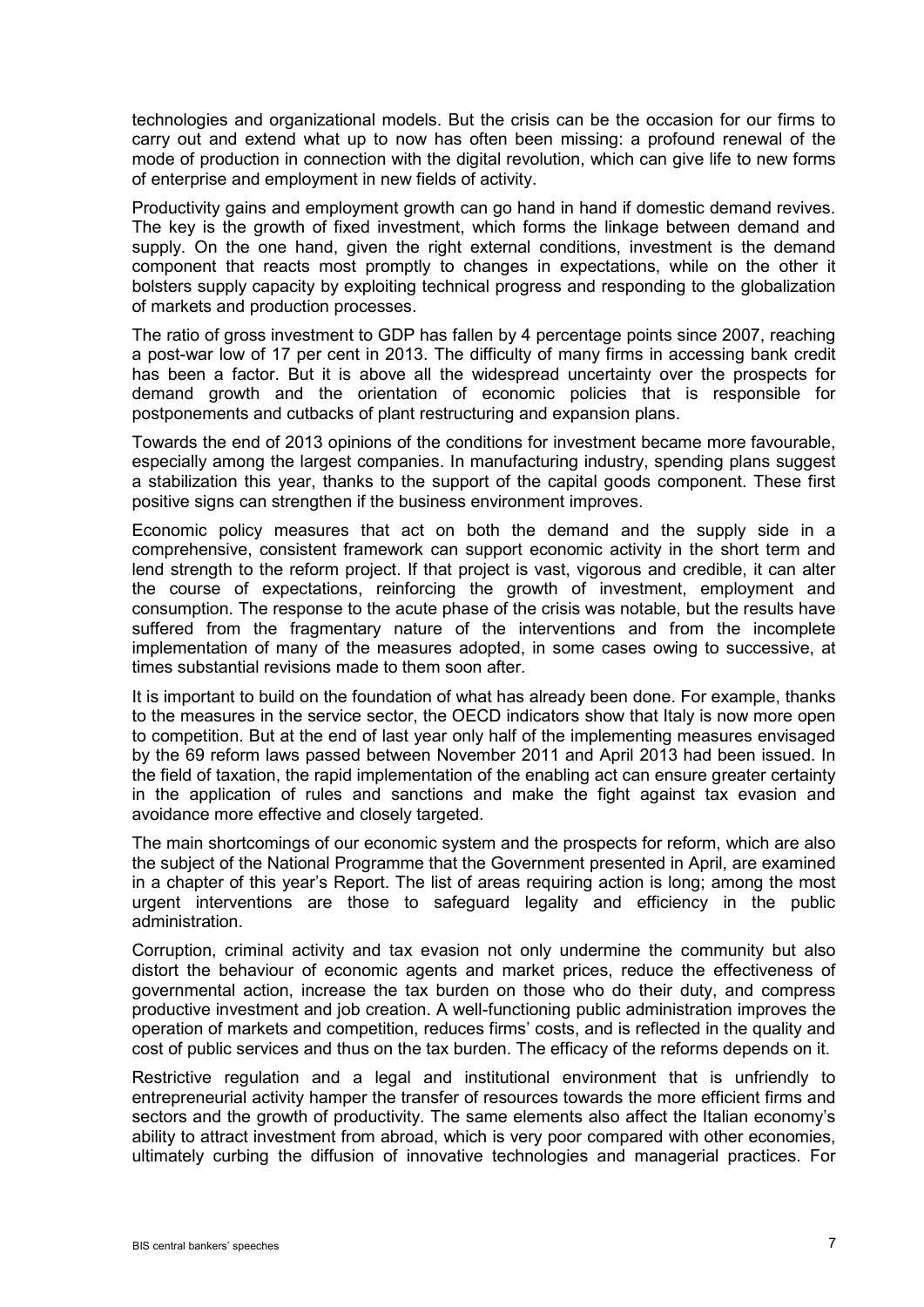technologies and organizational models. But the crisis can be the occasion for our firms to carry out and extend what up to now has often been missing: a profound renewal of the mode of production in connection with the digital revolution, which can give life to new forms of enterprise and employment in new fields of activity.

Productivity gains and employment growth can go hand in hand if domestic demand revives. The key is the growth of fixed investment, which forms the linkage between demand and supply. On the one hand, given the right external conditions, investment is the demand component that reacts most promptly to changes in expectations, while on the other it bolsters supply capacity by exploiting technical progress and responding to the globalization of markets and production processes.

The ratio of gross investment to GDP has fallen by 4 percentage points since 2007, reaching a post-war low of 17 per cent in 2013. The difficulty of many firms in accessing bank credit has been a factor. But it is above all the widespread uncertainty over the prospects for demand growth and the orientation of economic policies that is responsible for postponements and cutbacks of plant restructuring and expansion plans.

Towards the end of 2013 opinions of the conditions for investment became more favourable, especially among the largest companies. In manufacturing industry, spending plans suggest a stabilization this year, thanks to the support of the capital goods component. These first positive signs can strengthen if the business environment improves.

Economic policy measures that act on both the demand and the supply side in a comprehensive, consistent framework can support economic activity in the short term and lend strength to the reform project. If that project is vast, vigorous and credible, it can alter the course of expectations, reinforcing the growth of investment, employment and consumption. The response to the acute phase of the crisis was notable, but the results have suffered from the fragmentary nature of the interventions and from the incomplete implementation of many of the measures adopted, in some cases owing to successive, at times substantial revisions made to them soon after.

It is important to build on the foundation of what has already been done. For example, thanks to the measures in the service sector, the OECD indicators show that Italy is now more open to competition. But at the end of last year only half of the implementing measures envisaged by the 69 reform laws passed between November 2011 and April 2013 had been issued. In the field of taxation, the rapid implementation of the enabling act can ensure greater certainty in the application of rules and sanctions and make the fight against tax evasion and avoidance more effective and closely targeted.

The main shortcomings of our economic system and the prospects for reform, which are also the subject of the National Programme that the Government presented in April, are examined in a chapter of this year's Report. The list of areas requiring action is long; among the most urgent interventions are those to safeguard legality and efficiency in the public administration.

Corruption, criminal activity and tax evasion not only undermine the community but also distort the behaviour of economic agents and market prices, reduce the effectiveness of governmental action, increase the tax burden on those who do their duty, and compress productive investment and job creation. A well-functioning public administration improves the operation of markets and competition, reduces firms' costs, and is reflected in the quality and cost of public services and thus on the tax burden. The efficacy of the reforms depends on it.

Restrictive regulation and a legal and institutional environment that is unfriendly to entrepreneurial activity hamper the transfer of resources towards the more efficient firms and sectors and the growth of productivity. The same elements also affect the Italian economy's ability to attract investment from abroad, which is very poor compared with other economies, ultimately curbing the diffusion of innovative technologies and managerial practices. For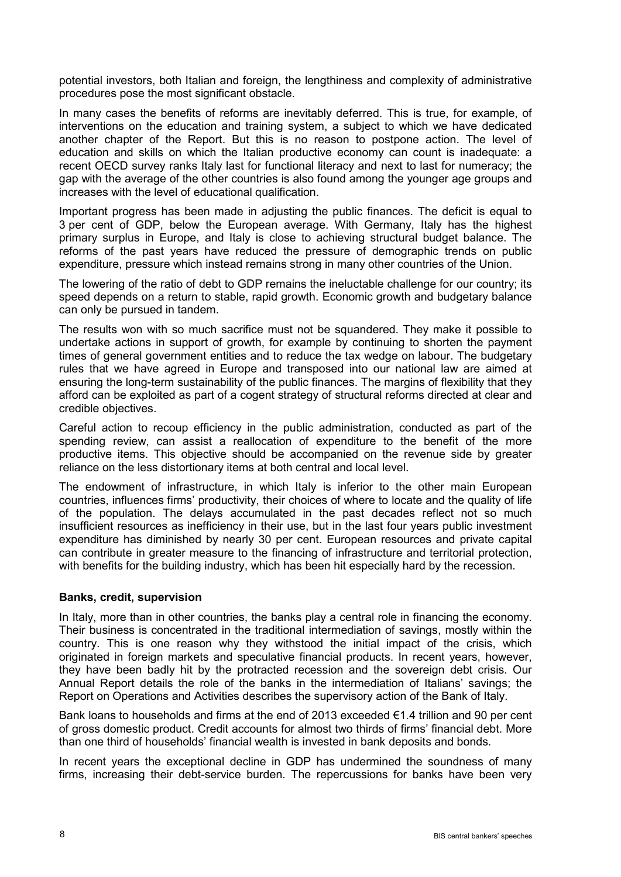potential investors, both Italian and foreign, the lengthiness and complexity of administrative procedures pose the most significant obstacle.

In many cases the benefits of reforms are inevitably deferred. This is true, for example, of interventions on the education and training system, a subject to which we have dedicated another chapter of the Report. But this is no reason to postpone action. The level of education and skills on which the Italian productive economy can count is inadequate: a recent OECD survey ranks Italy last for functional literacy and next to last for numeracy; the gap with the average of the other countries is also found among the younger age groups and increases with the level of educational qualification.

Important progress has been made in adjusting the public finances. The deficit is equal to 3 per cent of GDP, below the European average. With Germany, Italy has the highest primary surplus in Europe, and Italy is close to achieving structural budget balance. The reforms of the past years have reduced the pressure of demographic trends on public expenditure, pressure which instead remains strong in many other countries of the Union.

The lowering of the ratio of debt to GDP remains the ineluctable challenge for our country; its speed depends on a return to stable, rapid growth. Economic growth and budgetary balance can only be pursued in tandem.

The results won with so much sacrifice must not be squandered. They make it possible to undertake actions in support of growth, for example by continuing to shorten the payment times of general government entities and to reduce the tax wedge on labour. The budgetary rules that we have agreed in Europe and transposed into our national law are aimed at ensuring the long-term sustainability of the public finances. The margins of flexibility that they afford can be exploited as part of a cogent strategy of structural reforms directed at clear and credible objectives.

Careful action to recoup efficiency in the public administration, conducted as part of the spending review, can assist a reallocation of expenditure to the benefit of the more productive items. This objective should be accompanied on the revenue side by greater reliance on the less distortionary items at both central and local level.

The endowment of infrastructure, in which Italy is inferior to the other main European countries, influences firms' productivity, their choices of where to locate and the quality of life of the population. The delays accumulated in the past decades reflect not so much insufficient resources as inefficiency in their use, but in the last four years public investment expenditure has diminished by nearly 30 per cent. European resources and private capital can contribute in greater measure to the financing of infrastructure and territorial protection, with benefits for the building industry, which has been hit especially hard by the recession.

**Banks, credit, supervision**

In Italy, more than in other countries, the banks play a central role in financing the economy. Their business is concentrated in the traditional intermediation of savings, mostly within the country. This is one reason why they withstood the initial impact of the crisis, which originated in foreign markets and speculative financial products. In recent years, however, they have been badly hit by the protracted recession and the sovereign debt crisis. Our Annual Report details the role of the banks in the intermediation of Italians' savings; the Report on Operations and Activities describes the supervisory action of the Bank of Italy.

Bank loans to households and firms at the end of 2013 exceeded €1.4 trillion and 90 per cent of gross domestic product. Credit accounts for almost two thirds of firms' financial debt. More than one third of households' financial wealth is invested in bank deposits and bonds.

In recent years the exceptional decline in GDP has undermined the soundness of many firms, increasing their debt-service burden. The repercussions for banks have been very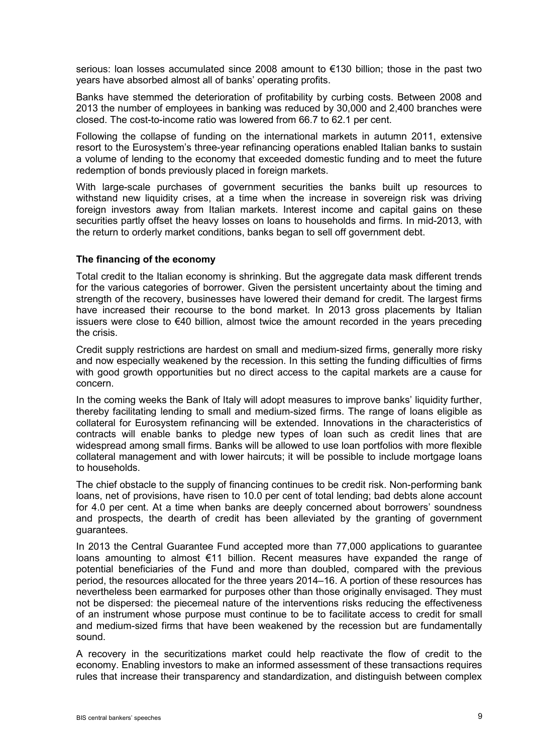serious: loan losses accumulated since 2008 amount to €130 billion; those in the past two years have absorbed almost all of banks' operating profits.

Banks have stemmed the deterioration of profitability by curbing costs. Between 2008 and 2013 the number of employees in banking was reduced by 30,000 and 2,400 branches were closed. The cost-to-income ratio was lowered from 66.7 to 62.1 per cent.

Following the collapse of funding on the international markets in autumn 2011, extensive resort to the Eurosystem's three-year refinancing operations enabled Italian banks to sustain a volume of lending to the economy that exceeded domestic funding and to meet the future redemption of bonds previously placed in foreign markets.

With large-scale purchases of government securities the banks built up resources to withstand new liquidity crises, at a time when the increase in sovereign risk was driving foreign investors away from Italian markets. Interest income and capital gains on these securities partly offset the heavy losses on loans to households and firms. In mid-2013, with the return to orderly market conditions, banks began to sell off government debt.

**The financing of the economy**

Total credit to the Italian economy is shrinking. But the aggregate data mask different trends for the various categories of borrower. Given the persistent uncertainty about the timing and strength of the recovery, businesses have lowered their demand for credit. The largest firms have increased their recourse to the bond market. In 2013 gross placements by Italian issuers were close to €40 billion, almost twice the amount recorded in the years preceding the crisis.

Credit supply restrictions are hardest on small and medium-sized firms, generally more risky and now especially weakened by the recession. In this setting the funding difficulties of firms with good growth opportunities but no direct access to the capital markets are a cause for concern.

In the coming weeks the Bank of Italy will adopt measures to improve banks' liquidity further, thereby facilitating lending to small and medium-sized firms. The range of loans eligible as collateral for Eurosystem refinancing will be extended. Innovations in the characteristics of contracts will enable banks to pledge new types of loan such as credit lines that are widespread among small firms. Banks will be allowed to use loan portfolios with more flexible collateral management and with lower haircuts; it will be possible to include mortgage loans to households.

The chief obstacle to the supply of financing continues to be credit risk. Non-performing bank loans, net of provisions, have risen to 10.0 per cent of total lending; bad debts alone account for 4.0 per cent. At a time when banks are deeply concerned about borrowers' soundness and prospects, the dearth of credit has been alleviated by the granting of government guarantees.

In 2013 the Central Guarantee Fund accepted more than 77,000 applications to guarantee loans amounting to almost €11 billion. Recent measures have expanded the range of potential beneficiaries of the Fund and more than doubled, compared with the previous period, the resources allocated for the three years 2014–16. A portion of these resources has nevertheless been earmarked for purposes other than those originally envisaged. They must not be dispersed: the piecemeal nature of the interventions risks reducing the effectiveness of an instrument whose purpose must continue to be to facilitate access to credit for small and medium-sized firms that have been weakened by the recession but are fundamentally sound.

A recovery in the securitizations market could help reactivate the flow of credit to the economy. Enabling investors to make an informed assessment of these transactions requires rules that increase their transparency and standardization, and distinguish between complex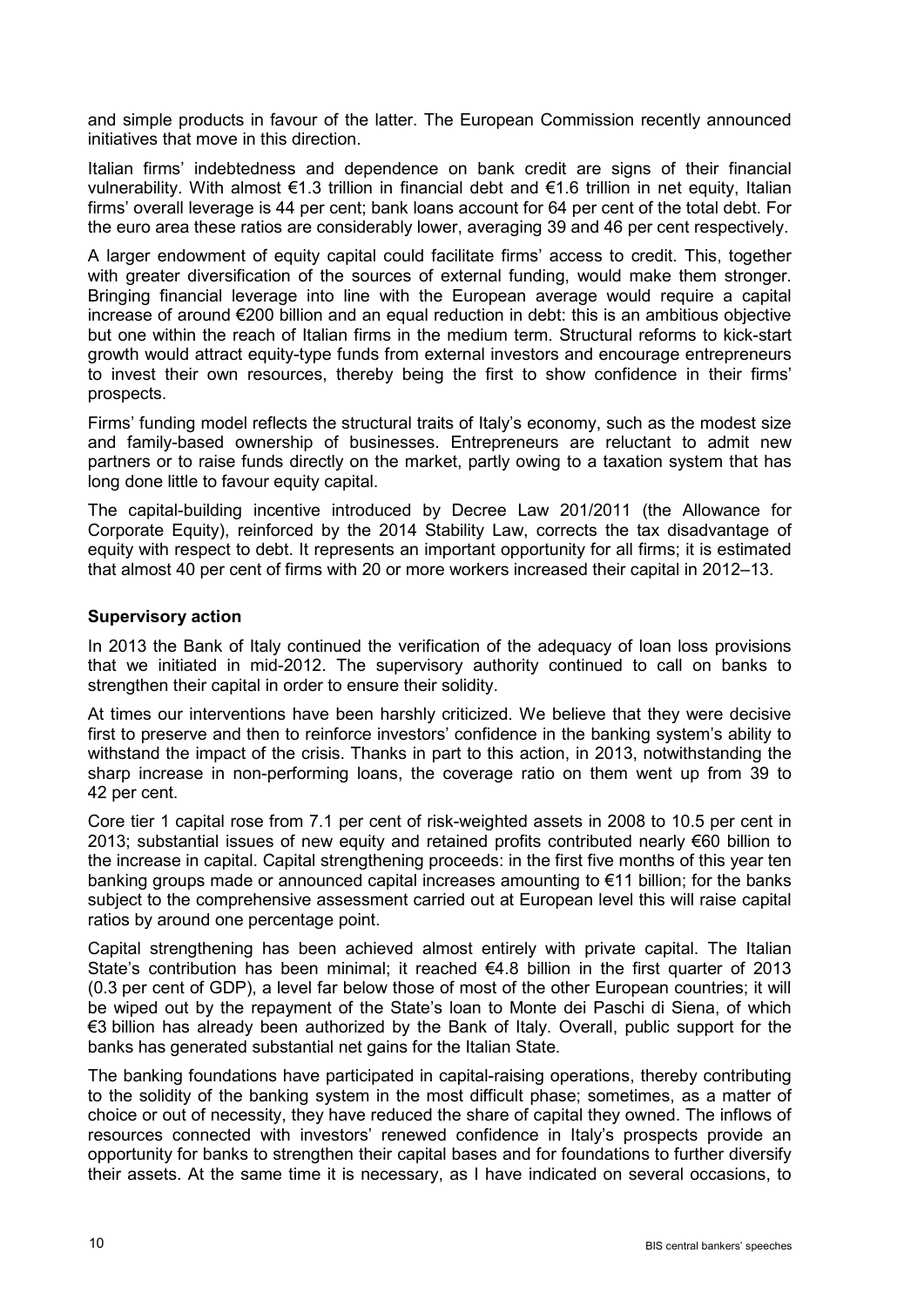and simple products in favour of the latter. The European Commission recently announced initiatives that move in this direction.

Italian firms' indebtedness and dependence on bank credit are signs of their financial vulnerability. With almost €1.3 trillion in financial debt and €1.6 trillion in net equity, Italian firms' overall leverage is 44 per cent; bank loans account for 64 per cent of the total debt. For the euro area these ratios are considerably lower, averaging 39 and 46 per cent respectively.

A larger endowment of equity capital could facilitate firms' access to credit. This, together with greater diversification of the sources of external funding, would make them stronger. Bringing financial leverage into line with the European average would require a capital increase of around €200 billion and an equal reduction in debt: this is an ambitious objective but one within the reach of Italian firms in the medium term. Structural reforms to kick-start growth would attract equity-type funds from external investors and encourage entrepreneurs to invest their own resources, thereby being the first to show confidence in their firms' prospects.

Firms' funding model reflects the structural traits of Italy's economy, such as the modest size and family-based ownership of businesses. Entrepreneurs are reluctant to admit new partners or to raise funds directly on the market, partly owing to a taxation system that has long done little to favour equity capital.

The capital-building incentive introduced by Decree Law 201/2011 (the Allowance for Corporate Equity), reinforced by the 2014 Stability Law, corrects the tax disadvantage of equity with respect to debt. It represents an important opportunity for all firms; it is estimated that almost 40 per cent of firms with 20 or more workers increased their capital in 2012–13.

**Supervisory action**

In 2013 the Bank of Italy continued the verification of the adequacy of loan loss provisions that we initiated in mid-2012. The supervisory authority continued to call on banks to strengthen their capital in order to ensure their solidity.

At times our interventions have been harshly criticized. We believe that they were decisive first to preserve and then to reinforce investors' confidence in the banking system's ability to withstand the impact of the crisis. Thanks in part to this action, in 2013, notwithstanding the sharp increase in non-performing loans, the coverage ratio on them went up from 39 to 42 per cent.

Core tier 1 capital rose from 7.1 per cent of risk-weighted assets in 2008 to 10.5 per cent in 2013; substantial issues of new equity and retained profits contributed nearly €60 billion to the increase in capital. Capital strengthening proceeds: in the first five months of this year ten banking groups made or announced capital increases amounting to €11 billion; for the banks subject to the comprehensive assessment carried out at European level this will raise capital ratios by around one percentage point.

Capital strengthening has been achieved almost entirely with private capital. The Italian State's contribution has been minimal; it reached €4.8 billion in the first quarter of 2013 (0.3 per cent of GDP), a level far below those of most of the other European countries; it will be wiped out by the repayment of the State's loan to Monte dei Paschi di Siena, of which €3 billion has already been authorized by the Bank of Italy. Overall, public support for the banks has generated substantial net gains for the Italian State.

The banking foundations have participated in capital-raising operations, thereby contributing to the solidity of the banking system in the most difficult phase; sometimes, as a matter of choice or out of necessity, they have reduced the share of capital they owned. The inflows of resources connected with investors' renewed confidence in Italy's prospects provide an opportunity for banks to strengthen their capital bases and for foundations to further diversify their assets. At the same time it is necessary, as I have indicated on several occasions, to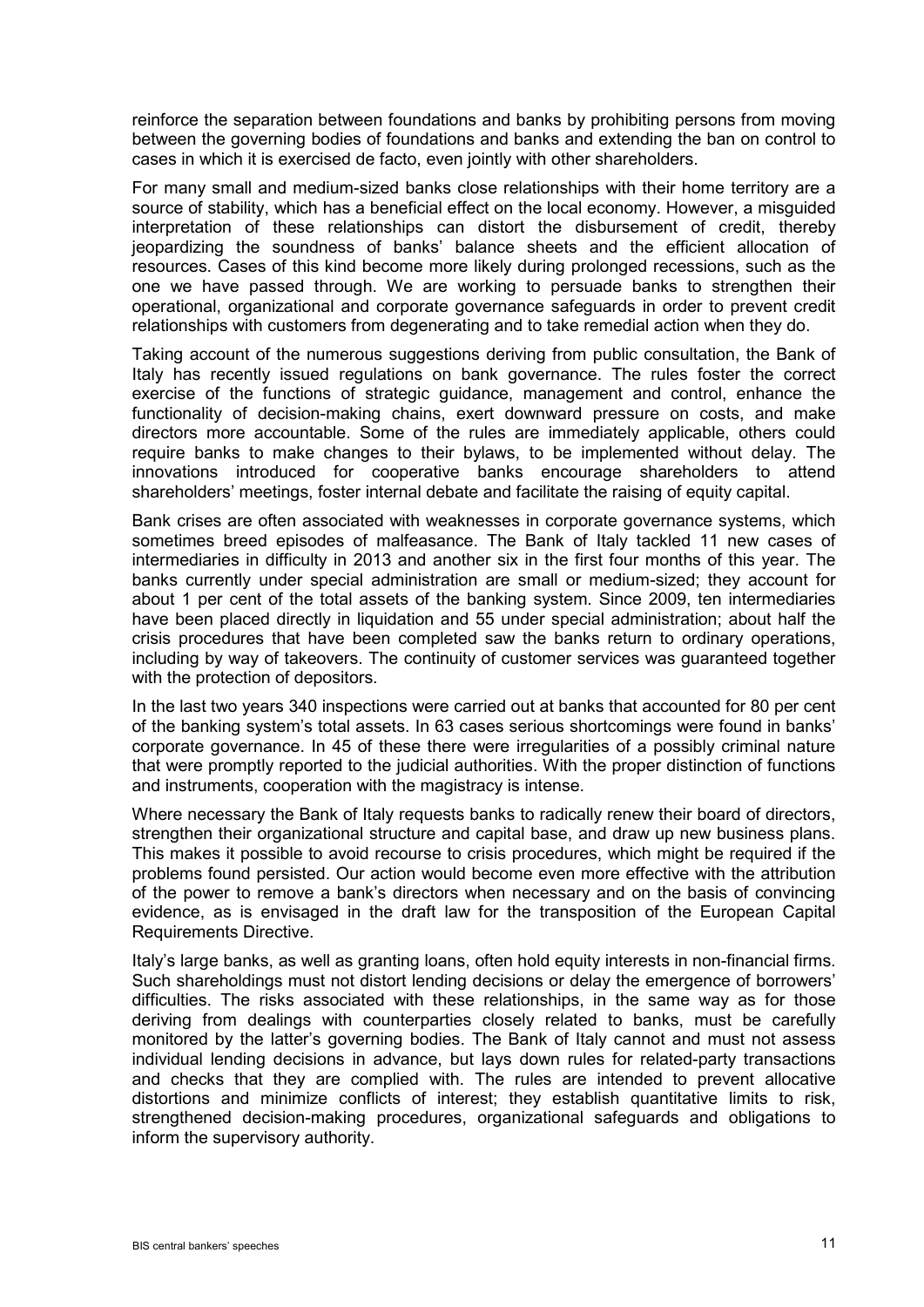reinforce the separation between foundations and banks by prohibiting persons from moving between the governing bodies of foundations and banks and extending the ban on control to cases in which it is exercised de facto, even jointly with other shareholders.

For many small and medium-sized banks close relationships with their home territory are a source of stability, which has a beneficial effect on the local economy. However, a misguided interpretation of these relationships can distort the disbursement of credit, thereby jeopardizing the soundness of banks' balance sheets and the efficient allocation of resources. Cases of this kind become more likely during prolonged recessions, such as the one we have passed through. We are working to persuade banks to strengthen their operational, organizational and corporate governance safeguards in order to prevent credit relationships with customers from degenerating and to take remedial action when they do.

Taking account of the numerous suggestions deriving from public consultation, the Bank of Italy has recently issued regulations on bank governance. The rules foster the correct exercise of the functions of strategic guidance, management and control, enhance the functionality of decision-making chains, exert downward pressure on costs, and make directors more accountable. Some of the rules are immediately applicable, others could require banks to make changes to their bylaws, to be implemented without delay. The innovations introduced for cooperative banks encourage shareholders to attend shareholders' meetings, foster internal debate and facilitate the raising of equity capital.

Bank crises are often associated with weaknesses in corporate governance systems, which sometimes breed episodes of malfeasance. The Bank of Italy tackled 11 new cases of intermediaries in difficulty in 2013 and another six in the first four months of this year. The banks currently under special administration are small or medium-sized; they account for about 1 per cent of the total assets of the banking system. Since 2009, ten intermediaries have been placed directly in liquidation and 55 under special administration; about half the crisis procedures that have been completed saw the banks return to ordinary operations, including by way of takeovers. The continuity of customer services was guaranteed together with the protection of depositors.

In the last two years 340 inspections were carried out at banks that accounted for 80 per cent of the banking system's total assets. In 63 cases serious shortcomings were found in banks' corporate governance. In 45 of these there were irregularities of a possibly criminal nature that were promptly reported to the judicial authorities. With the proper distinction of functions and instruments, cooperation with the magistracy is intense.

Where necessary the Bank of Italy requests banks to radically renew their board of directors, strengthen their organizational structure and capital base, and draw up new business plans. This makes it possible to avoid recourse to crisis procedures, which might be required if the problems found persisted. Our action would become even more effective with the attribution of the power to remove a bank's directors when necessary and on the basis of convincing evidence, as is envisaged in the draft law for the transposition of the European Capital Requirements Directive.

Italy's large banks, as well as granting loans, often hold equity interests in non-financial firms. Such shareholdings must not distort lending decisions or delay the emergence of borrowers' difficulties. The risks associated with these relationships, in the same way as for those deriving from dealings with counterparties closely related to banks, must be carefully monitored by the latter's governing bodies. The Bank of Italy cannot and must not assess individual lending decisions in advance, but lays down rules for related-party transactions and checks that they are complied with. The rules are intended to prevent allocative distortions and minimize conflicts of interest; they establish quantitative limits to risk, strengthened decision-making procedures, organizational safeguards and obligations to inform the supervisory authority.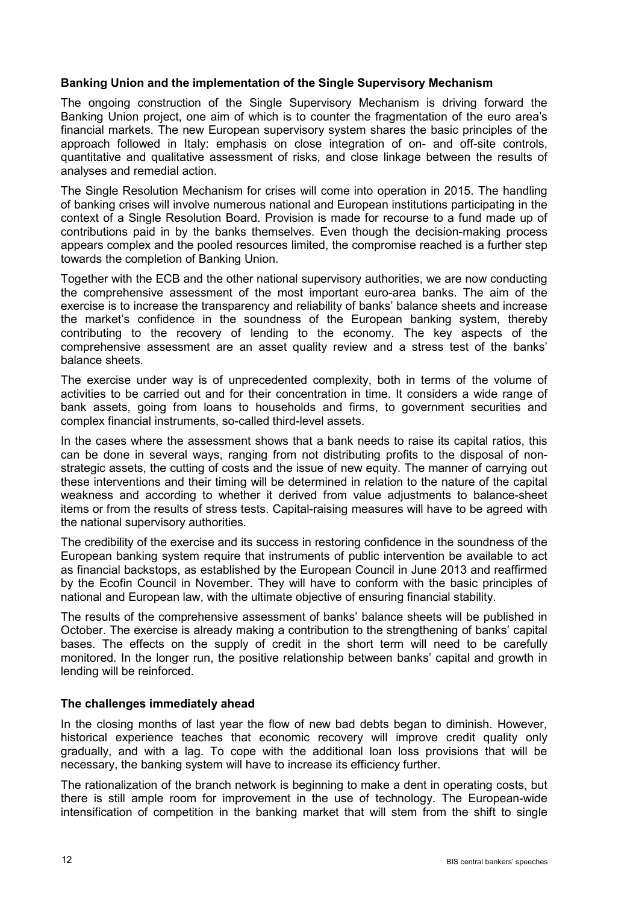### Banking Union and the implementation of the Single Supervisory Mechanism

The ongoing construction of the Single Supervisory Mechanism is driving forward the Banking Union project, one aim of which is to counter the fragmentation of the euro area's financial markets. The new European supervisory system shares the basic principles of the approach followed in Italy: emphasis on close integration of on- and off-site controls, quantitative and qualitative assessment of risks, and close linkage between the results of analyses and remedial action.

The Single Resolution Mechanism for crises will come into operation in 2015. The handling of banking crises will involve numerous national and European institutions participating in the context of a Single Resolution Board. Provision is made for recourse to a fund made up of contributions paid in by the banks themselves. Even though the decision-making process appears complex and the pooled resources limited, the compromise reached is a further step towards the completion of Banking Union.

Together with the ECB and the other national supervisory authorities, we are now conducting the comprehensive assessment of the most important euro-area banks. The aim of the exercise is to increase the transparency and reliability of banks' balance sheets and increase the market's confidence in the soundness of the European banking system, thereby contributing to the recovery of lending to the economy. The key aspects of the comprehensive assessment are an asset quality review and a stress test of the banks' balance sheets.

The exercise under way is of unprecedented complexity, both in terms of the volume of activities to be carried out and for their concentration in time. It considers a wide range of bank assets, going from loans to households and firms, to government securities and complex financial instruments, so-called third-level assets.

In the cases where the assessment shows that a bank needs to raise its capital ratios, this can be done in several ways, ranging from not distributing profits to the disposal of non-strategic assets, the cutting of costs and the issue of new equity. The manner of carrying out these interventions and their timing will be determined in relation to the nature of the capital weakness and according to whether it derived from value adjustments to balance-sheet items or from the results of stress tests. Capital-raising measures will have to be agreed with the national supervisory authorities.

The credibility of the exercise and its success in restoring confidence in the soundness of the European banking system require that instruments of public intervention be available to act as financial backstops, as established by the European Council in June 2013 and reaffirmed by the Ecofin Council in November. They will have to conform with the basic principles of national and European law, with the ultimate objective of ensuring financial stability.

The results of the comprehensive assessment of banks' balance sheets will be published in October. The exercise is already making a contribution to the strengthening of banks' capital bases. The effects on the supply of credit in the short term will need to be carefully monitored. In the longer run, the positive relationship between banks' capital and growth in lending will be reinforced.

### The challenges immediately ahead

In the closing months of last year the flow of new bad debts began to diminish. However, historical experience teaches that economic recovery will improve credit quality only gradually, and with a lag. To cope with the additional loan loss provisions that will be necessary, the banking system will have to increase its efficiency further.

The rationalization of the branch network is beginning to make a dent in operating costs, but there is still ample room for improvement in the use of technology. The European-wide intensification of competition in the banking market that will stem from the shift to single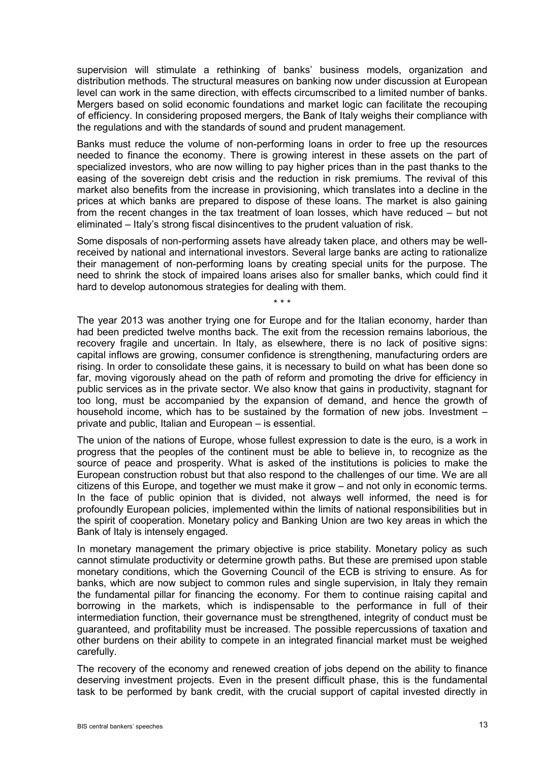supervision will stimulate a rethinking of banks' business models, organization and distribution methods. The structural measures on banking now under discussion at European level can work in the same direction, with effects circumscribed to a limited number of banks. Mergers based on solid economic foundations and market logic can facilitate the recouping of efficiency. In considering proposed mergers, the Bank of Italy weighs their compliance with the regulations and with the standards of sound and prudent management.

Banks must reduce the volume of non-performing loans in order to free up the resources needed to finance the economy. There is growing interest in these assets on the part of specialized investors, who are now willing to pay higher prices than in the past thanks to the easing of the sovereign debt crisis and the reduction in risk premiums. The revival of this market also benefits from the increase in provisioning, which translates into a decline in the prices at which banks are prepared to dispose of these loans. The market is also gaining from the recent changes in the tax treatment of loan losses, which have reduced – but not eliminated – Italy's strong fiscal disincentives to the prudent valuation of risk.

Some disposals of non-performing assets have already taken place, and others may be well-received by national and international investors. Several large banks are acting to rationalize their management of non-performing loans by creating special units for the purpose. The need to shrink the stock of impaired loans arises also for smaller banks, which could find it hard to develop autonomous strategies for dealing with them.

\* \* \*

The year 2013 was another trying one for Europe and for the Italian economy, harder than had been predicted twelve months back. The exit from the recession remains laborious, the recovery fragile and uncertain. In Italy, as elsewhere, there is no lack of positive signs: capital inflows are growing, consumer confidence is strengthening, manufacturing orders are rising. In order to consolidate these gains, it is necessary to build on what has been done so far, moving vigorously ahead on the path of reform and promoting the drive for efficiency in public services as in the private sector. We also know that gains in productivity, stagnant for too long, must be accompanied by the expansion of demand, and hence the growth of household income, which has to be sustained by the formation of new jobs. Investment – private and public, Italian and European – is essential.

The union of the nations of Europe, whose fullest expression to date is the euro, is a work in progress that the peoples of the continent must be able to believe in, to recognize as the source of peace and prosperity. What is asked of the institutions is policies to make the European construction robust but that also respond to the challenges of our time. We are all citizens of this Europe, and together we must make it grow – and not only in economic terms. In the face of public opinion that is divided, not always well informed, the need is for profoundly European policies, implemented within the limits of national responsibilities but in the spirit of cooperation. Monetary policy and Banking Union are two key areas in which the Bank of Italy is intensely engaged.

In monetary management the primary objective is price stability. Monetary policy as such cannot stimulate productivity or determine growth paths. But these are premised upon stable monetary conditions, which the Governing Council of the ECB is striving to ensure. As for banks, which are now subject to common rules and single supervision, in Italy they remain the fundamental pillar for financing the economy. For them to continue raising capital and borrowing in the markets, which is indispensable to the performance in full of their intermediation function, their governance must be strengthened, integrity of conduct must be guaranteed, and profitability must be increased. The possible repercussions of taxation and other burdens on their ability to compete in an integrated financial market must be weighed carefully.

The recovery of the economy and renewed creation of jobs depend on the ability to finance deserving investment projects. Even in the present difficult phase, this is the fundamental task to be performed by bank credit, with the crucial support of capital invested directly in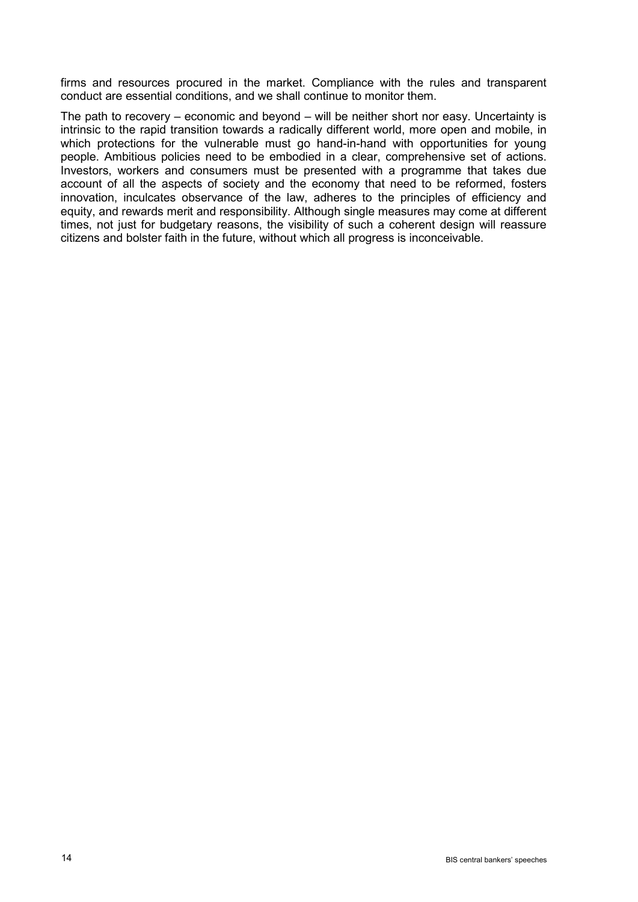firms and resources procured in the market. Compliance with the rules and transparent conduct are essential conditions, and we shall continue to monitor them.

The path to recovery – economic and beyond – will be neither short nor easy. Uncertainty is intrinsic to the rapid transition towards a radically different world, more open and mobile, in which protections for the vulnerable must go hand-in-hand with opportunities for young people. Ambitious policies need to be embodied in a clear, comprehensive set of actions. Investors, workers and consumers must be presented with a programme that takes due account of all the aspects of society and the economy that need to be reformed, fosters innovation, inculcates observance of the law, adheres to the principles of efficiency and equity, and rewards merit and responsibility. Although single measures may come at different times, not just for budgetary reasons, the visibility of such a coherent design will reassure citizens and bolster faith in the future, without which all progress is inconceivable.